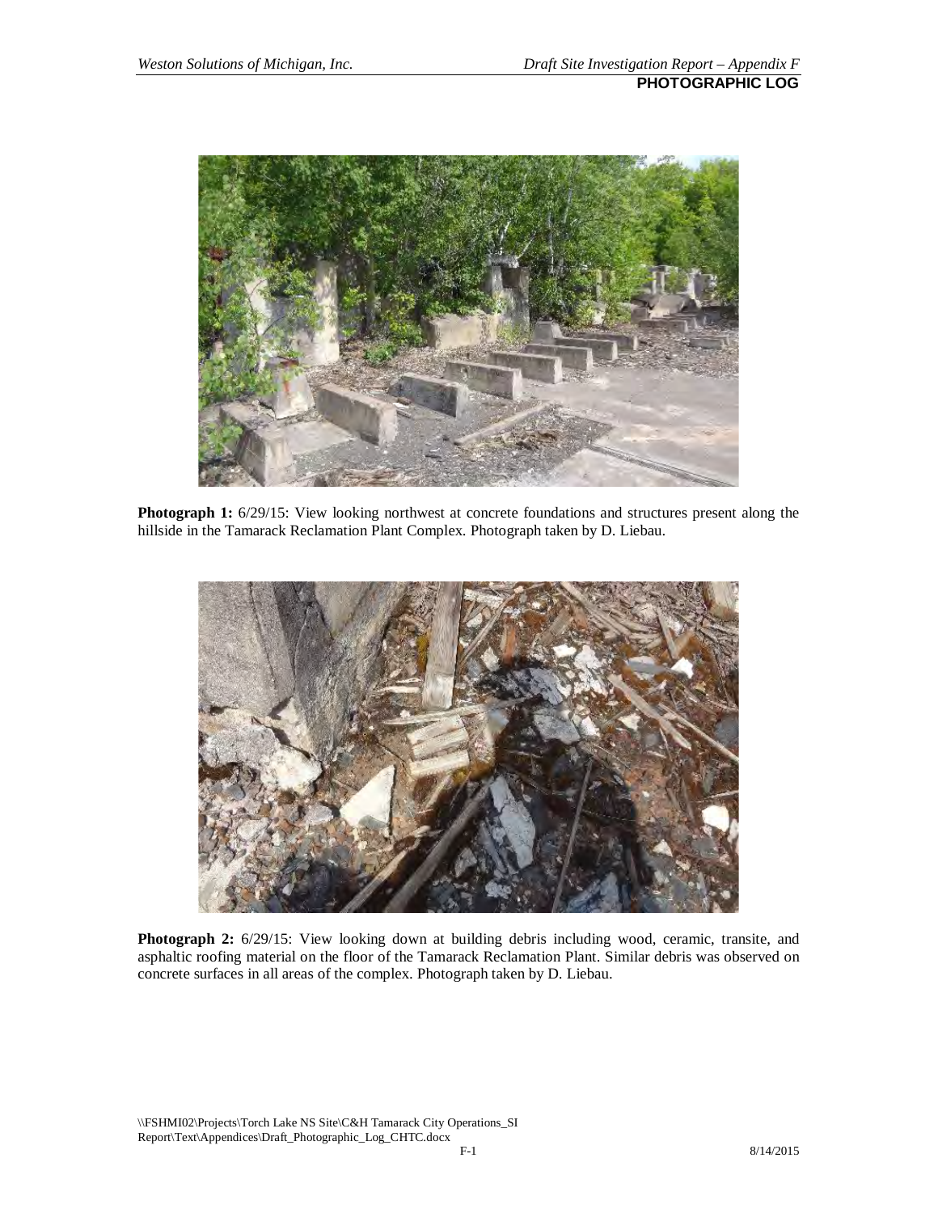## PHOTOGRAPHIC LOG

**Photograph 1:** 6/29/15: View looking northwest at concrete foundations and structures present along the hillside in the Tamarack Reclamation Plant Complex. Photograph taken by D. Liebau.

**Photograph 2:** 6/29/15: View looking down at building debris including wood, ceramic, transite, and asphaltic roofing material on the floor of the Tamarack Reclamation Plant. Similar debris was observed on concrete surfaces in all areas of the complex. Photograph taken by D. Liebau.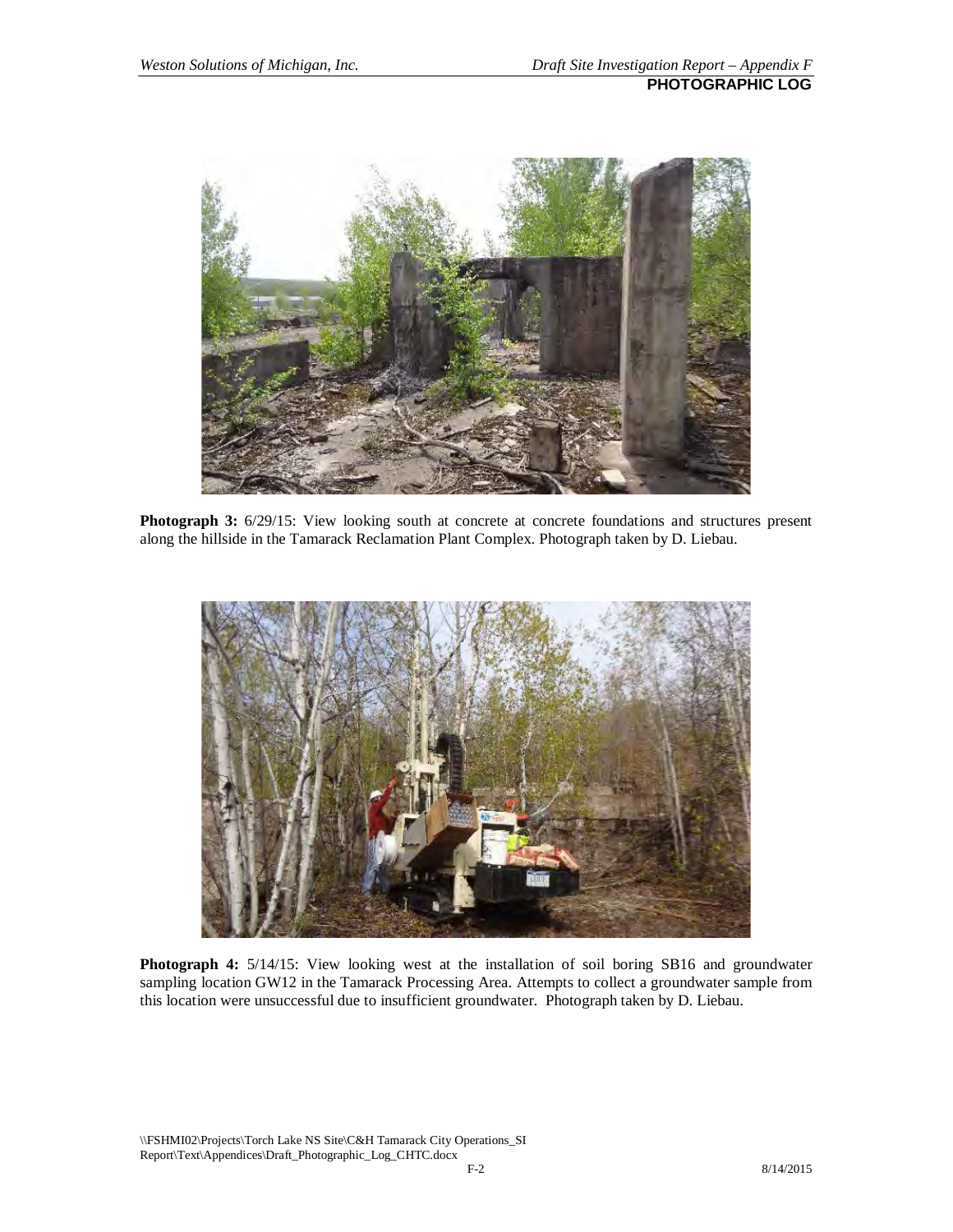**Photograph 3:** 6/29/15: View looking south at concrete at concrete foundations and structures present along the hillside in the Tamarack Reclamation Plant Complex. Photograph taken by D. Liebau.

**Photograph 4:** 5/14/15: View looking west at the installation of soil boring SB16 and groundwater sampling location GW12 in the Tamarack Processing Area. Attempts to collect a groundwater sample from this location were unsuccessful due to insufficient groundwater. Photograph taken by D. Liebau.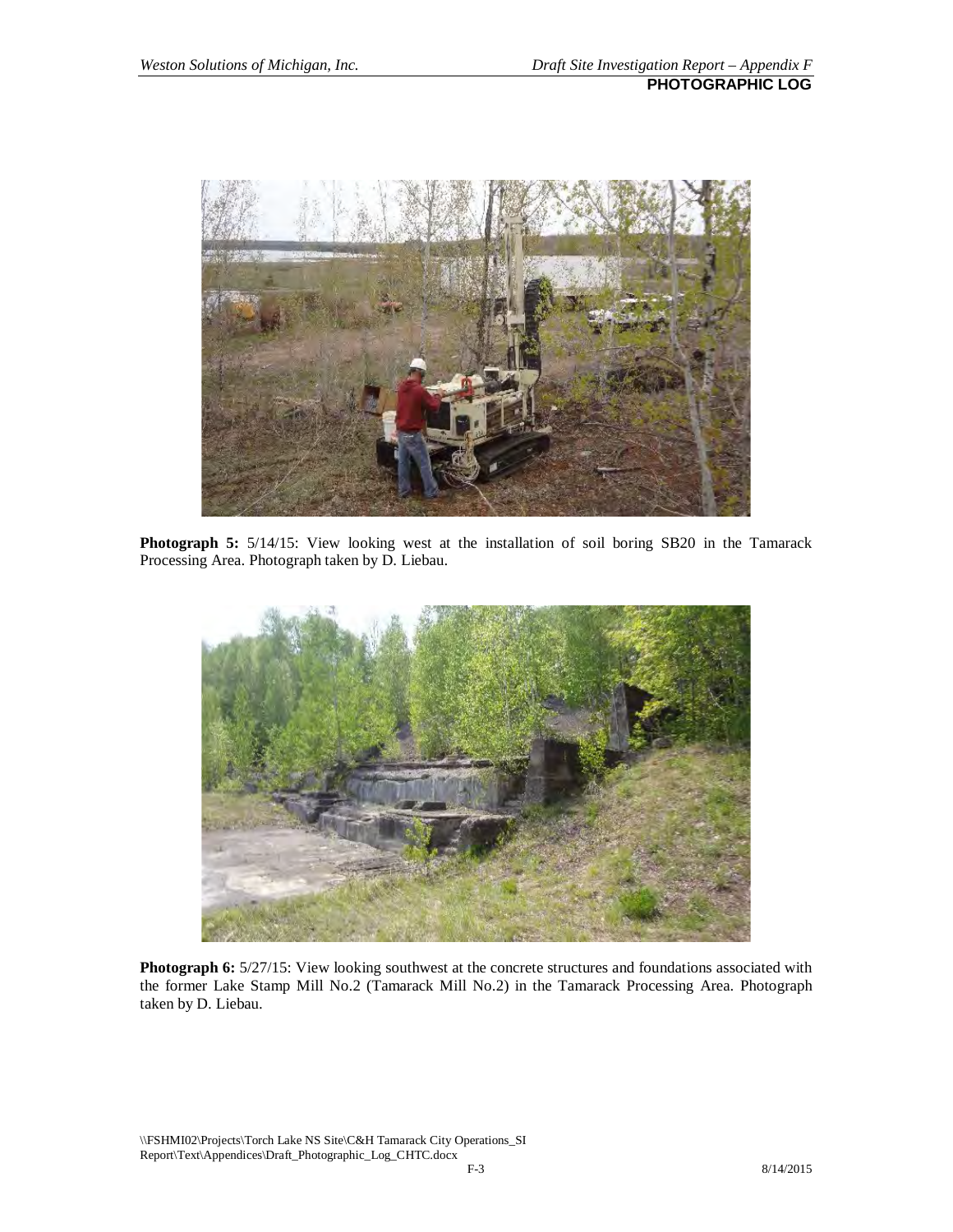**Photograph 5:** 5/14/15: View looking west at the installation of soil boring SB20 in the Tamarack Processing Area. Photograph taken by D. Liebau.

**Photograph 6:** 5/27/15: View looking southwest at the concrete structures and foundations associated with the former Lake Stamp Mill No.2 (Tamarack Mill No.2) in the Tamarack Processing Area. Photograph taken by D. Liebau.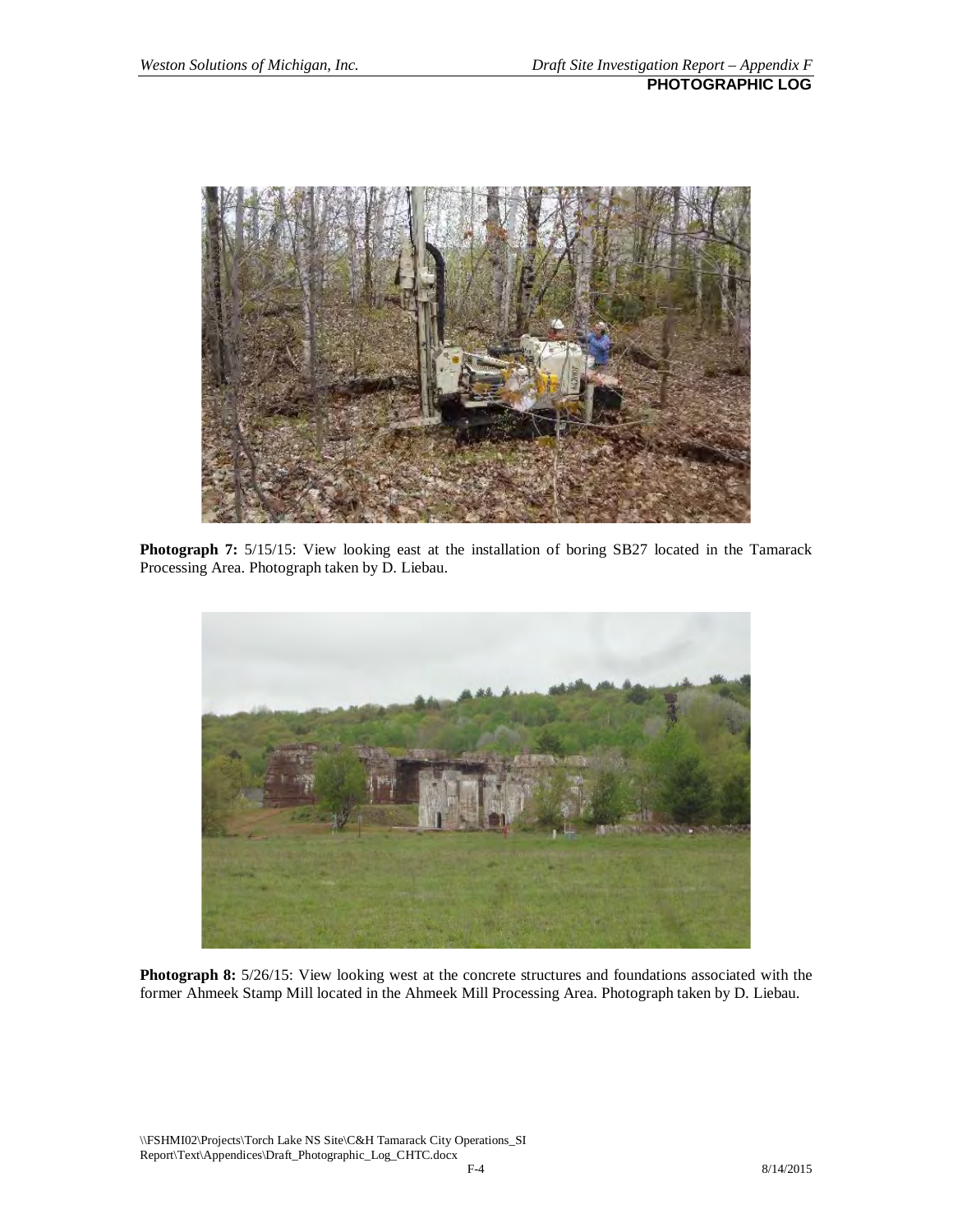**Photograph 7:** 5/15/15: View looking east at the installation of boring SB27 located in the Tamarack Processing Area. Photograph taken by D. Liebau.

**Photograph 8:** 5/26/15: View looking west at the concrete structures and foundations associated with the former Ahmeek Stamp Mill located in the Ahmeek Mill Processing Area. Photograph taken by D. Liebau.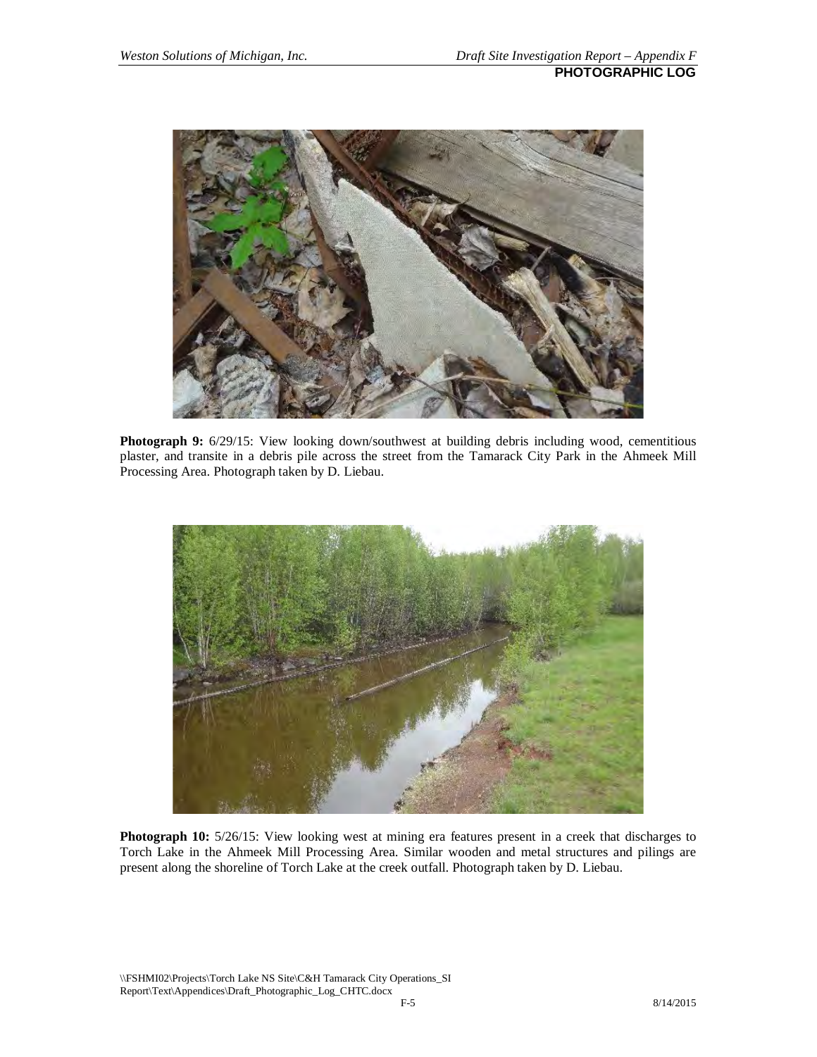**Photograph 9:** 6/29/15: View looking down/southwest at building debris including wood, cementitious plaster, and transite in a debris pile across the street from the Tamarack City Park in the Ahmeek Mill Processing Area. Photograph taken by D. Liebau.

**Photograph 10:** 5/26/15: View looking west at mining era features present in a creek that discharges to Torch Lake in the Ahmeek Mill Processing Area. Similar wooden and metal structures and pilings are present along the shoreline of Torch Lake at the creek outfall. Photograph taken by D. Liebau.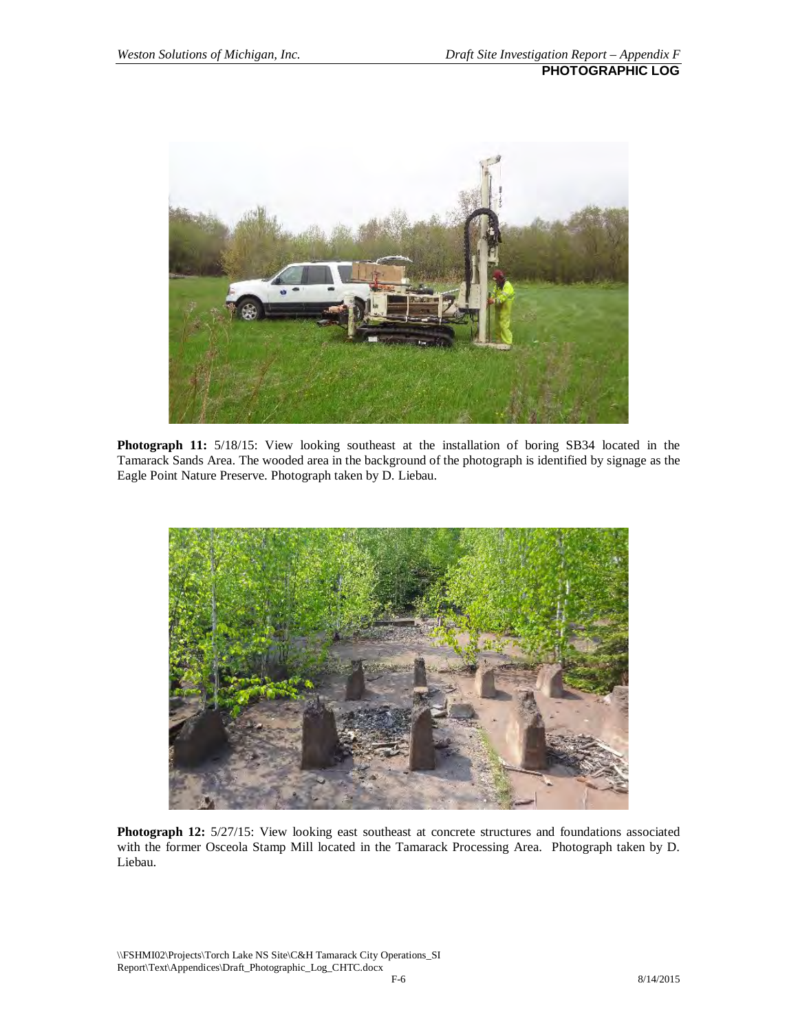**PHOTOGRAPHIC LOG**

**Photograph 11:** 5/18/15: View looking southeast at the installation of boring SB34 located in the Tamarack Sands Area. The wooded area in the background of the photograph is identified by signage as the Eagle Point Nature Preserve. Photograph taken by D. Liebau.

**Photograph 12:** 5/27/15: View looking east southeast at concrete structures and foundations associated with the former Osceola Stamp Mill located in the Tamarack Processing Area. Photograph taken by D. Liebau.

\\FSHMI02\Projects\Torch Lake NS Site\C&H Tamarack City Operations_SI Report\Text\Appendices\Draft_Photographic_Log_CHTC.docx

8/14/2015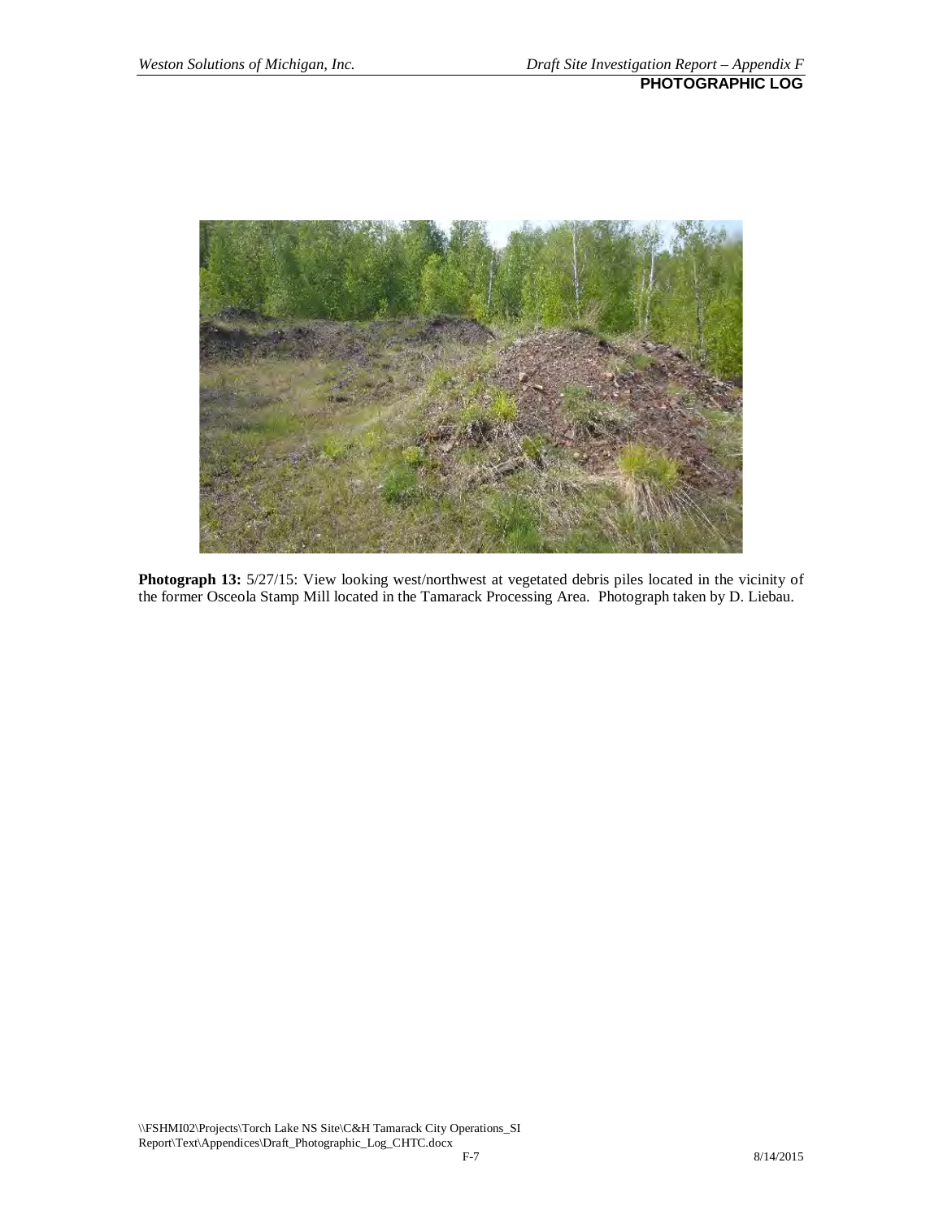**PHOTOGRAPHIC LOG**

**Photograph 13:** 5/27/15: View looking west/northwest at vegetated debris piles located in the vicinity of the former Osceola Stamp Mill located in the Tamarack Processing Area. Photograph taken by D. Liebau.